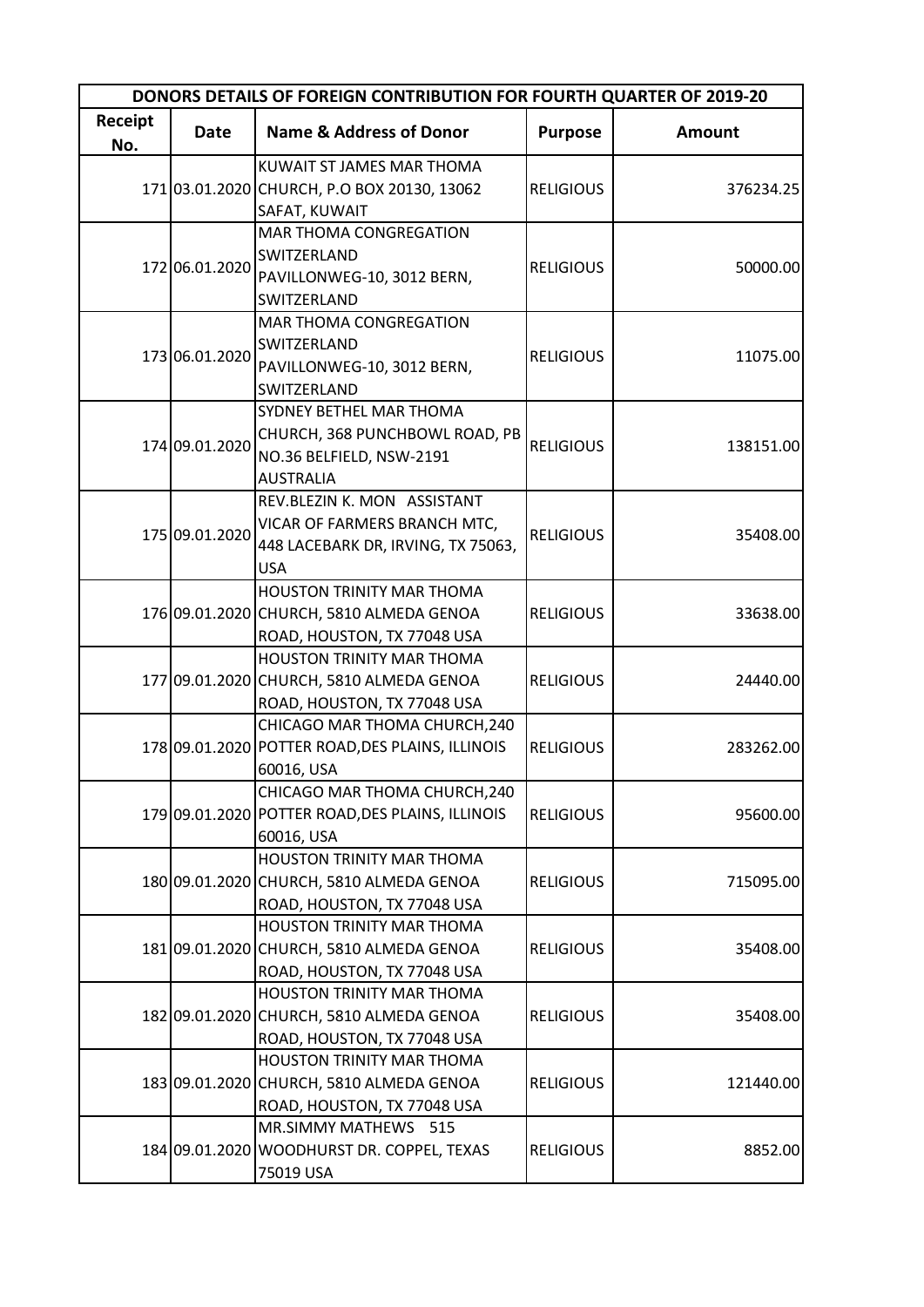| DONORS DETAILS OF FOREIGN CONTRIBUTION FOR FOURTH QUARTER OF 2019-20 | | | | |
|---|---|---|---|---|
| Receipt No. | Date | Name & Address of Donor | Purpose | Amount |
| 171 | 03.01.2020 | KUWAIT ST JAMES MAR THOMA CHURCH, P.O BOX 20130, 13062 SAFAT, KUWAIT | RELIGIOUS | 376234.25 |
| 172 | 06.01.2020 | MAR THOMA CONGREGATION SWITZERLAND PAVILLONWEG-10, 3012 BERN, SWITZERLAND | RELIGIOUS | 50000.00 |
| 173 | 06.01.2020 | MAR THOMA CONGREGATION SWITZERLAND PAVILLONWEG-10, 3012 BERN, SWITZERLAND | RELIGIOUS | 11075.00 |
| 174 | 09.01.2020 | SYDNEY BETHEL MAR THOMA CHURCH, 368 PUNCHBOWL ROAD, PB NO.36 BELFIELD, NSW-2191 AUSTRALIA | RELIGIOUS | 138151.00 |
| 175 | 09.01.2020 | REV.BLEZIN K. MON ASSISTANT VICAR OF FARMERS BRANCH MTC, 448 LACEBARK DR, IRVING, TX 75063, USA | RELIGIOUS | 35408.00 |
| 176 | 09.01.2020 | HOUSTON TRINITY MAR THOMA CHURCH, 5810 ALMEDA GENOA ROAD, HOUSTON, TX 77048 USA | RELIGIOUS | 33638.00 |
| 177 | 09.01.2020 | HOUSTON TRINITY MAR THOMA CHURCH, 5810 ALMEDA GENOA ROAD, HOUSTON, TX 77048 USA | RELIGIOUS | 24440.00 |
| 178 | 09.01.2020 | CHICAGO MAR THOMA CHURCH,240 POTTER ROAD,DES PLAINS, ILLINOIS 60016, USA | RELIGIOUS | 283262.00 |
| 179 | 09.01.2020 | CHICAGO MAR THOMA CHURCH,240 POTTER ROAD,DES PLAINS, ILLINOIS 60016, USA | RELIGIOUS | 95600.00 |
| 180 | 09.01.2020 | HOUSTON TRINITY MAR THOMA CHURCH, 5810 ALMEDA GENOA ROAD, HOUSTON, TX 77048 USA | RELIGIOUS | 715095.00 |
| 181 | 09.01.2020 | HOUSTON TRINITY MAR THOMA CHURCH, 5810 ALMEDA GENOA ROAD, HOUSTON, TX 77048 USA | RELIGIOUS | 35408.00 |
| 182 | 09.01.2020 | HOUSTON TRINITY MAR THOMA CHURCH, 5810 ALMEDA GENOA ROAD, HOUSTON, TX 77048 USA | RELIGIOUS | 35408.00 |
| 183 | 09.01.2020 | HOUSTON TRINITY MAR THOMA CHURCH, 5810 ALMEDA GENOA ROAD, HOUSTON, TX 77048 USA | RELIGIOUS | 121440.00 |
| 184 | 09.01.2020 | MR.SIMMY MATHEWS 515 WOODHURST DR. COPPEL, TEXAS 75019 USA | RELIGIOUS | 8852.00 |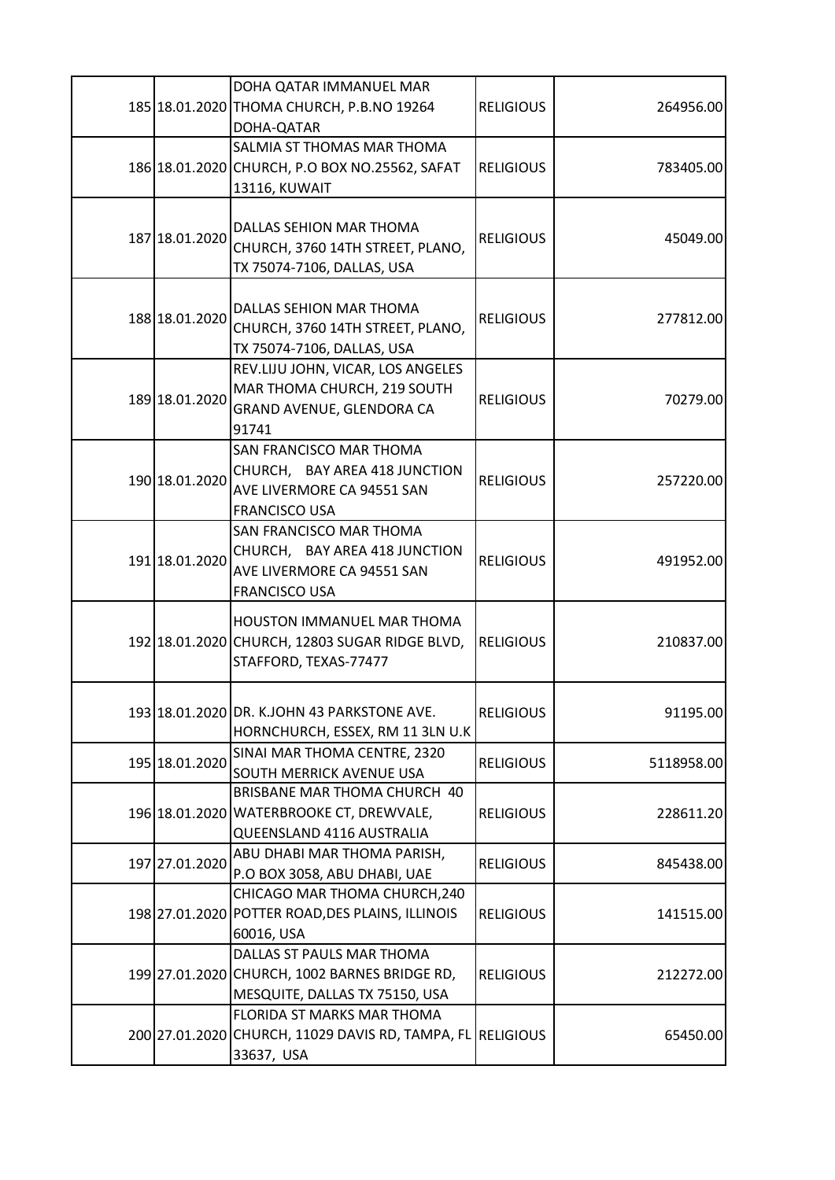| | | | | |
|---|---|---|---|---|
| 185 | 18.01.2020 | DOHA QATAR IMMANUEL MAR THOMA CHURCH, P.B.NO 19264 DOHA-QATAR | RELIGIOUS | 264956.00 |
| 186 | 18.01.2020 | SALMIA ST THOMAS MAR THOMA CHURCH, P.O BOX NO.25562, SAFAT 13116, KUWAIT | RELIGIOUS | 783405.00 |
| 187 | 18.01.2020 | DALLAS SEHION MAR THOMA CHURCH, 3760 14TH STREET, PLANO, TX 75074-7106, DALLAS, USA | RELIGIOUS | 45049.00 |
| 188 | 18.01.2020 | DALLAS SEHION MAR THOMA CHURCH, 3760 14TH STREET, PLANO, TX 75074-7106, DALLAS, USA | RELIGIOUS | 277812.00 |
| 189 | 18.01.2020 | REV.LIJU JOHN, VICAR, LOS ANGELES MAR THOMA CHURCH, 219 SOUTH GRAND AVENUE, GLENDORA CA 91741 | RELIGIOUS | 70279.00 |
| 190 | 18.01.2020 | SAN FRANCISCO MAR THOMA CHURCH, BAY AREA 418 JUNCTION AVE LIVERMORE CA 94551 SAN FRANCISCO USA | RELIGIOUS | 257220.00 |
| 191 | 18.01.2020 | SAN FRANCISCO MAR THOMA CHURCH, BAY AREA 418 JUNCTION AVE LIVERMORE CA 94551 SAN FRANCISCO USA | RELIGIOUS | 491952.00 |
| 192 | 18.01.2020 | HOUSTON IMMANUEL MAR THOMA CHURCH, 12803 SUGAR RIDGE BLVD, STAFFORD, TEXAS-77477 | RELIGIOUS | 210837.00 |
| 193 | 18.01.2020 | DR. K.JOHN 43 PARKSTONE AVE. HORNCHURCH, ESSEX, RM 11 3LN U.K | RELIGIOUS | 91195.00 |
| 195 | 18.01.2020 | SINAI MAR THOMA CENTRE, 2320 SOUTH MERRICK AVENUE USA | RELIGIOUS | 5118958.00 |
| 196 | 18.01.2020 | BRISBANE MAR THOMA CHURCH 40 WATERBROOKE CT, DREWVALE, QUEENSLAND 4116 AUSTRALIA | RELIGIOUS | 228611.20 |
| 197 | 27.01.2020 | ABU DHABI MAR THOMA PARISH, P.O BOX 3058, ABU DHABI, UAE | RELIGIOUS | 845438.00 |
| 198 | 27.01.2020 | CHICAGO MAR THOMA CHURCH,240 POTTER ROAD,DES PLAINS, ILLINOIS 60016, USA | RELIGIOUS | 141515.00 |
| 199 | 27.01.2020 | DALLAS ST PAULS MAR THOMA CHURCH, 1002 BARNES BRIDGE RD, MESQUITE, DALLAS TX 75150, USA | RELIGIOUS | 212272.00 |
| 200 | 27.01.2020 | FLORIDA ST MARKS MAR THOMA CHURCH, 11029 DAVIS RD, TAMPA, FL 33637, USA | RELIGIOUS | 65450.00 |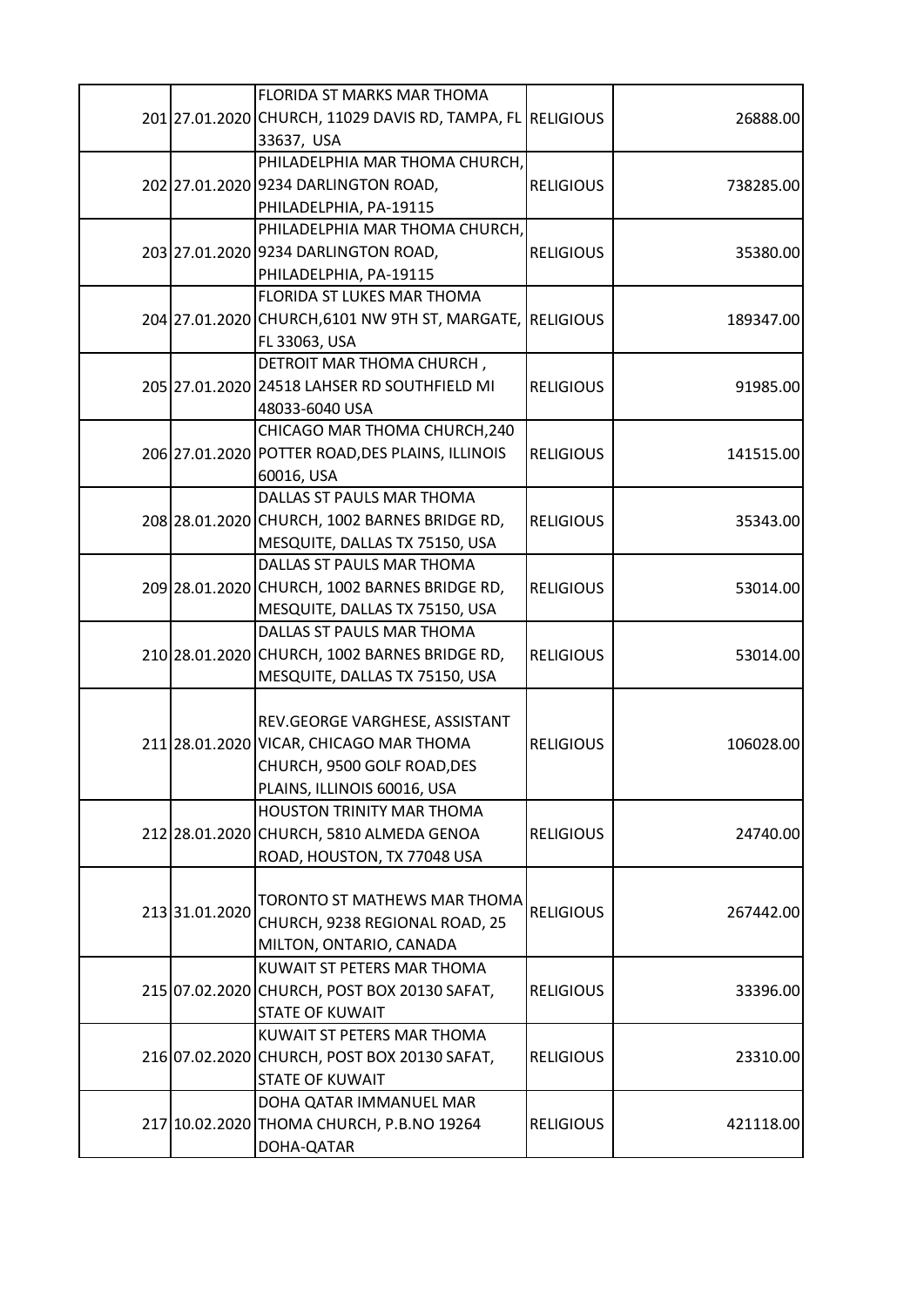| | | | | |
|---|---|---|---|---|
| 201 | 27.01.2020 | FLORIDA ST MARKS MAR THOMA CHURCH, 11029 DAVIS RD, TAMPA, FL 33637, USA | RELIGIOUS | 26888.00 |
| 202 | 27.01.2020 | PHILADELPHIA MAR THOMA CHURCH, 9234 DARLINGTON ROAD, PHILADELPHIA, PA-19115 | RELIGIOUS | 738285.00 |
| 203 | 27.01.2020 | PHILADELPHIA MAR THOMA CHURCH, 9234 DARLINGTON ROAD, PHILADELPHIA, PA-19115 | RELIGIOUS | 35380.00 |
| 204 | 27.01.2020 | FLORIDA ST LUKES MAR THOMA CHURCH,6101 NW 9TH ST, MARGATE, FL 33063, USA | RELIGIOUS | 189347.00 |
| 205 | 27.01.2020 | DETROIT MAR THOMA CHURCH , 24518 LAHSER RD SOUTHFIELD MI 48033-6040 USA | RELIGIOUS | 91985.00 |
| 206 | 27.01.2020 | CHICAGO MAR THOMA CHURCH,240 POTTER ROAD,DES PLAINS, ILLINOIS 60016, USA | RELIGIOUS | 141515.00 |
| 208 | 28.01.2020 | DALLAS ST PAULS MAR THOMA CHURCH, 1002 BARNES BRIDGE RD, MESQUITE, DALLAS TX 75150, USA | RELIGIOUS | 35343.00 |
| 209 | 28.01.2020 | DALLAS ST PAULS MAR THOMA CHURCH, 1002 BARNES BRIDGE RD, MESQUITE, DALLAS TX 75150, USA | RELIGIOUS | 53014.00 |
| 210 | 28.01.2020 | DALLAS ST PAULS MAR THOMA CHURCH, 1002 BARNES BRIDGE RD, MESQUITE, DALLAS TX 75150, USA | RELIGIOUS | 53014.00 |
| 211 | 28.01.2020 | REV.GEORGE VARGHESE, ASSISTANT VICAR, CHICAGO MAR THOMA CHURCH, 9500 GOLF ROAD,DES PLAINS, ILLINOIS 60016, USA | RELIGIOUS | 106028.00 |
| 212 | 28.01.2020 | HOUSTON TRINITY MAR THOMA CHURCH, 5810 ALMEDA GENOA ROAD, HOUSTON, TX 77048 USA | RELIGIOUS | 24740.00 |
| 213 | 31.01.2020 | TORONTO ST MATHEWS MAR THOMA CHURCH, 9238 REGIONAL ROAD, 25 MILTON, ONTARIO, CANADA | RELIGIOUS | 267442.00 |
| 215 | 07.02.2020 | KUWAIT ST PETERS MAR THOMA CHURCH, POST BOX 20130 SAFAT, STATE OF KUWAIT | RELIGIOUS | 33396.00 |
| 216 | 07.02.2020 | KUWAIT ST PETERS MAR THOMA CHURCH, POST BOX 20130 SAFAT, STATE OF KUWAIT | RELIGIOUS | 23310.00 |
| 217 | 10.02.2020 | DOHA QATAR IMMANUEL MAR THOMA CHURCH, P.B.NO 19264 DOHA-QATAR | RELIGIOUS | 421118.00 |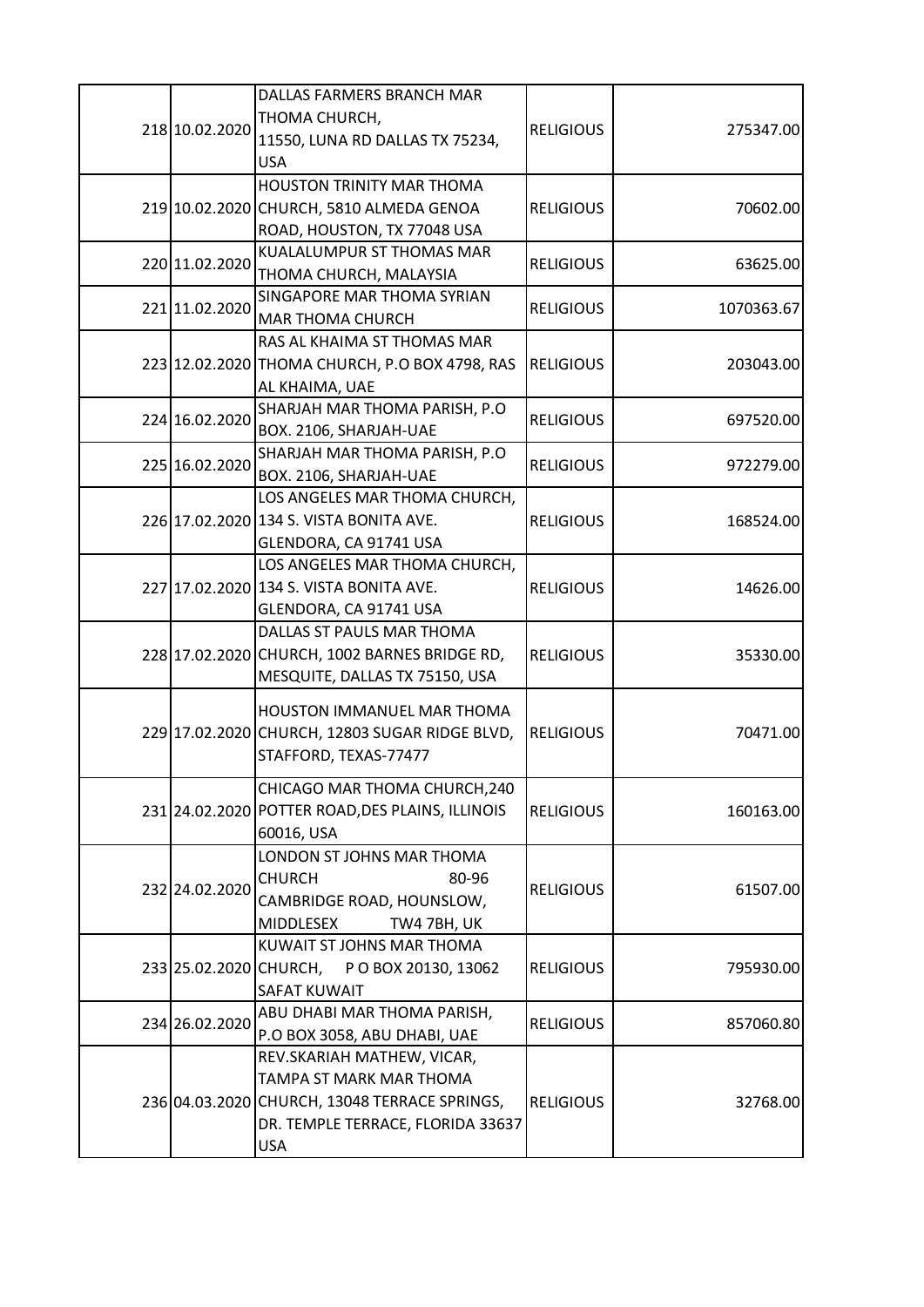| | | | | |
|---|---|---|---|---|
| 218 | 10.02.2020 | DALLAS FARMERS BRANCH MAR THOMA CHURCH, 11550, LUNA RD DALLAS TX 75234, USA | RELIGIOUS | 275347.00 |
| 219 | 10.02.2020 | HOUSTON TRINITY MAR THOMA CHURCH, 5810 ALMEDA GENOA ROAD, HOUSTON, TX 77048 USA | RELIGIOUS | 70602.00 |
| 220 | 11.02.2020 | KUALALUMPUR ST THOMAS MAR THOMA CHURCH, MALAYSIA | RELIGIOUS | 63625.00 |
| 221 | 11.02.2020 | SINGAPORE MAR THOMA SYRIAN MAR THOMA CHURCH | RELIGIOUS | 1070363.67 |
| 223 | 12.02.2020 | RAS AL KHAIMA ST THOMAS MAR THOMA CHURCH, P.O BOX 4798, RAS AL KHAIMA, UAE | RELIGIOUS | 203043.00 |
| 224 | 16.02.2020 | SHARJAH MAR THOMA PARISH, P.O BOX. 2106, SHARJAH-UAE | RELIGIOUS | 697520.00 |
| 225 | 16.02.2020 | SHARJAH MAR THOMA PARISH, P.O BOX. 2106, SHARJAH-UAE | RELIGIOUS | 972279.00 |
| 226 | 17.02.2020 | LOS ANGELES MAR THOMA CHURCH, 134 S. VISTA BONITA AVE. GLENDORA, CA 91741 USA | RELIGIOUS | 168524.00 |
| 227 | 17.02.2020 | LOS ANGELES MAR THOMA CHURCH, 134 S. VISTA BONITA AVE. GLENDORA, CA 91741 USA | RELIGIOUS | 14626.00 |
| 228 | 17.02.2020 | DALLAS ST PAULS MAR THOMA CHURCH, 1002 BARNES BRIDGE RD, MESQUITE, DALLAS TX 75150, USA | RELIGIOUS | 35330.00 |
| 229 | 17.02.2020 | HOUSTON IMMANUEL MAR THOMA CHURCH, 12803 SUGAR RIDGE BLVD, STAFFORD, TEXAS-77477 | RELIGIOUS | 70471.00 |
| 231 | 24.02.2020 | CHICAGO MAR THOMA CHURCH,240 POTTER ROAD,DES PLAINS, ILLINOIS 60016, USA | RELIGIOUS | 160163.00 |
| 232 | 24.02.2020 | LONDON ST JOHNS MAR THOMA CHURCH 80-96 CAMBRIDGE ROAD, HOUNSLOW, MIDDLESEX TW4 7BH, UK | RELIGIOUS | 61507.00 |
| 233 | 25.02.2020 | KUWAIT ST JOHNS MAR THOMA CHURCH, P O BOX 20130, 13062 SAFAT KUWAIT | RELIGIOUS | 795930.00 |
| 234 | 26.02.2020 | ABU DHABI MAR THOMA PARISH, P.O BOX 3058, ABU DHABI, UAE | RELIGIOUS | 857060.80 |
| 236 | 04.03.2020 | REV.SKARIAH MATHEW, VICAR, TAMPA ST MARK MAR THOMA CHURCH, 13048 TERRACE SPRINGS, DR. TEMPLE TERRACE, FLORIDA 33637 USA | RELIGIOUS | 32768.00 |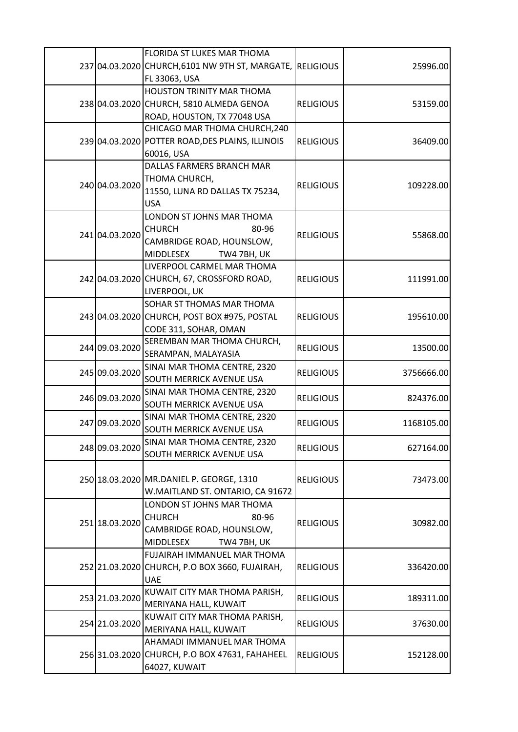| | | | | |
|---|---|---|---|---|
| 237 | 04.03.2020 | FLORIDA ST LUKES MAR THOMA CHURCH,6101 NW 9TH ST, MARGATE, FL 33063, USA | RELIGIOUS | 25996.00 |
| 238 | 04.03.2020 | HOUSTON TRINITY MAR THOMA CHURCH, 5810 ALMEDA GENOA ROAD, HOUSTON, TX 77048 USA | RELIGIOUS | 53159.00 |
| 239 | 04.03.2020 | CHICAGO MAR THOMA CHURCH,240 POTTER ROAD,DES PLAINS, ILLINOIS 60016, USA | RELIGIOUS | 36409.00 |
| 240 | 04.03.2020 | DALLAS FARMERS BRANCH MAR THOMA CHURCH, 11550, LUNA RD DALLAS TX 75234, USA | RELIGIOUS | 109228.00 |
| 241 | 04.03.2020 | LONDON ST JOHNS MAR THOMA CHURCH 80-96 CAMBRIDGE ROAD, HOUNSLOW, MIDDLESEX TW4 7BH, UK | RELIGIOUS | 55868.00 |
| 242 | 04.03.2020 | LIVERPOOL CARMEL MAR THOMA CHURCH, 67, CROSSFORD ROAD, LIVERPOOL, UK | RELIGIOUS | 111991.00 |
| 243 | 04.03.2020 | SOHAR ST THOMAS MAR THOMA CHURCH, POST BOX #975, POSTAL CODE 311, SOHAR, OMAN | RELIGIOUS | 195610.00 |
| 244 | 09.03.2020 | SEREMBAN MAR THOMA CHURCH, SERAMPAN, MALAYASIA | RELIGIOUS | 13500.00 |
| 245 | 09.03.2020 | SINAI MAR THOMA CENTRE, 2320 SOUTH MERRICK AVENUE USA | RELIGIOUS | 3756666.00 |
| 246 | 09.03.2020 | SINAI MAR THOMA CENTRE, 2320 SOUTH MERRICK AVENUE USA | RELIGIOUS | 824376.00 |
| 247 | 09.03.2020 | SINAI MAR THOMA CENTRE, 2320 SOUTH MERRICK AVENUE USA | RELIGIOUS | 1168105.00 |
| 248 | 09.03.2020 | SINAI MAR THOMA CENTRE, 2320 SOUTH MERRICK AVENUE USA | RELIGIOUS | 627164.00 |
| 250 | 18.03.2020 | MR.DANIEL P. GEORGE, 1310 W.MAITLAND ST. ONTARIO, CA 91672 | RELIGIOUS | 73473.00 |
| 251 | 18.03.2020 | LONDON ST JOHNS MAR THOMA CHURCH 80-96 CAMBRIDGE ROAD, HOUNSLOW, MIDDLESEX TW4 7BH, UK | RELIGIOUS | 30982.00 |
| 252 | 21.03.2020 | FUJAIRAH IMMANUEL MAR THOMA CHURCH, P.O BOX 3660, FUJAIRAH, UAE | RELIGIOUS | 336420.00 |
| 253 | 21.03.2020 | KUWAIT CITY MAR THOMA PARISH, MERIYANA HALL, KUWAIT | RELIGIOUS | 189311.00 |
| 254 | 21.03.2020 | KUWAIT CITY MAR THOMA PARISH, MERIYANA HALL, KUWAIT | RELIGIOUS | 37630.00 |
| 256 | 31.03.2020 | AHAMADI IMMANUEL MAR THOMA CHURCH, P.O BOX 47631, FAHAHEEL 64027, KUWAIT | RELIGIOUS | 152128.00 |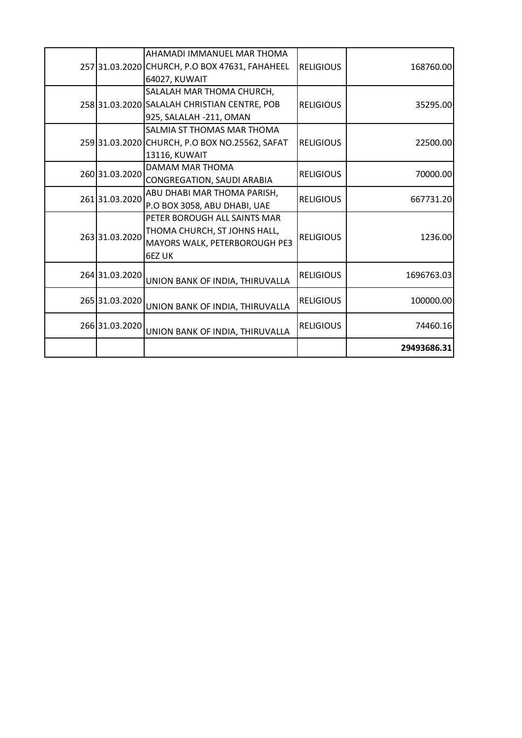| | | | | |
|---|---|---|---|---|
| 257 | 31.03.2020 | AHAMADI IMMANUEL MAR THOMA CHURCH, P.O BOX 47631, FAHAHEEL 64027, KUWAIT | RELIGIOUS | 168760.00 |
| 258 | 31.03.2020 | SALALAH MAR THOMA CHURCH, SALALAH CHRISTIAN CENTRE, POB 925, SALALAH -211, OMAN | RELIGIOUS | 35295.00 |
| 259 | 31.03.2020 | SALMIA ST THOMAS MAR THOMA CHURCH, P.O BOX NO.25562, SAFAT 13116, KUWAIT | RELIGIOUS | 22500.00 |
| 260 | 31.03.2020 | DAMAM MAR THOMA CONGREGATION, SAUDI ARABIA | RELIGIOUS | 70000.00 |
| 261 | 31.03.2020 | ABU DHABI MAR THOMA PARISH, P.O BOX 3058, ABU DHABI, UAE | RELIGIOUS | 667731.20 |
| 263 | 31.03.2020 | PETER BOROUGH ALL SAINTS MAR THOMA CHURCH, ST JOHNS HALL, MAYORS WALK, PETERBOROUGH PE3 6EZ UK | RELIGIOUS | 1236.00 |
| 264 | 31.03.2020 | UNION BANK OF INDIA, THIRUVALLA | RELIGIOUS | 1696763.03 |
| 265 | 31.03.2020 | UNION BANK OF INDIA, THIRUVALLA | RELIGIOUS | 100000.00 |
| 266 | 31.03.2020 | UNION BANK OF INDIA, THIRUVALLA | RELIGIOUS | 74460.16 |
| | | | | **29493686.31** |